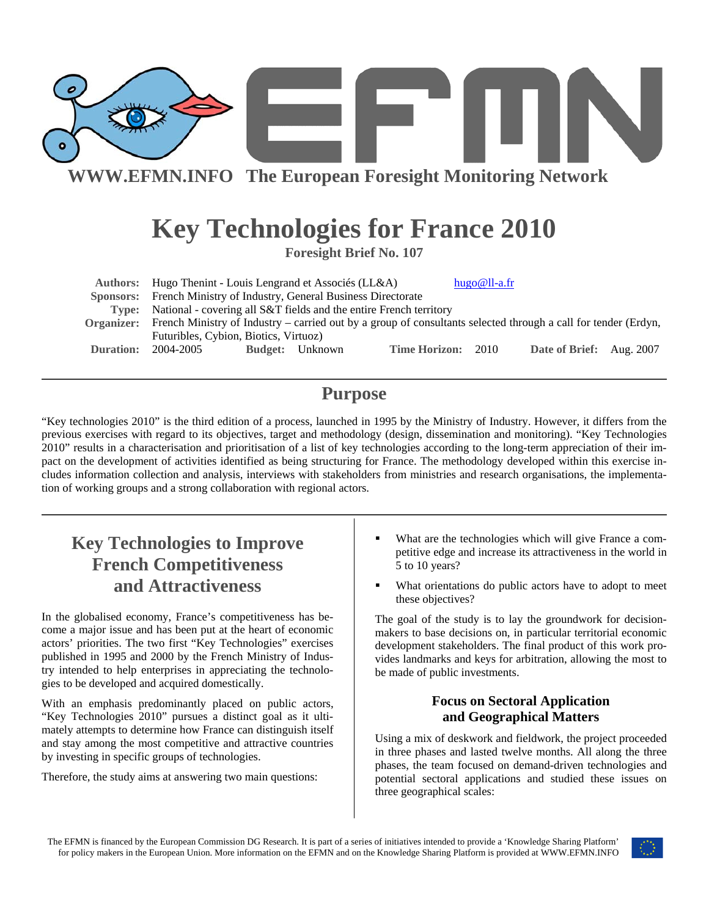# EFMN

**WWW.EFMN.INFO The European Foresight Monitoring Network**

# Key Technologies for France 2010

**Foresight Brief No. 107**

**Authors:** Hugo Thenint - Louis Lengrand et Associés (LL&A) hugo@ll-a.fr
**Sponsors:** French Ministry of Industry, General Business Directorate
**Type:** National - covering all S&T fields and the entire French territory
**Organizer:** French Ministry of Industry – carried out by a group of consultants selected through a call for tender (Erdyn, Futuribles, Cybion, Biotics, Virtuoz)
**Duration:** 2004-2005 **Budget:** Unknown **Time Horizon:** 2010 **Date of Brief:** Aug. 2007

## Purpose

"Key technologies 2010" is the third edition of a process, launched in 1995 by the Ministry of Industry. However, it differs from the previous exercises with regard to its objectives, target and methodology (design, dissemination and monitoring). "Key Technologies 2010" results in a characterisation and prioritisation of a list of key technologies according to the long-term appreciation of their impact on the development of activities identified as being structuring for France. The methodology developed within this exercise includes information collection and analysis, interviews with stakeholders from ministries and research organisations, the implementation of working groups and a strong collaboration with regional actors.

## Key Technologies to Improve French Competitiveness and Attractiveness

In the globalised economy, France's competitiveness has become a major issue and has been put at the heart of economic actors' priorities. The two first "Key Technologies" exercises published in 1995 and 2000 by the French Ministry of Industry intended to help enterprises in appreciating the technologies to be developed and acquired domestically.

With an emphasis predominantly placed on public actors, "Key Technologies 2010" pursues a distinct goal as it ultimately attempts to determine how France can distinguish itself and stay among the most competitive and attractive countries by investing in specific groups of technologies.

Therefore, the study aims at answering two main questions:

- What are the technologies which will give France a competitive edge and increase its attractiveness in the world in 5 to 10 years?
- What orientations do public actors have to adopt to meet these objectives?

The goal of the study is to lay the groundwork for decision-makers to base decisions on, in particular territorial economic development stakeholders. The final product of this work provides landmarks and keys for arbitration, allowing the most to be made of public investments.

### Focus on Sectoral Application and Geographical Matters

Using a mix of deskwork and fieldwork, the project proceeded in three phases and lasted twelve months. All along the three phases, the team focused on demand-driven technologies and potential sectoral applications and studied these issues on three geographical scales:

The EFMN is financed by the European Commission DG Research. It is part of a series of initiatives intended to provide a 'Knowledge Sharing Platform' for policy makers in the European Union. More information on the EFMN and on the Knowledge Sharing Platform is provided at WWW.EFMN.INFO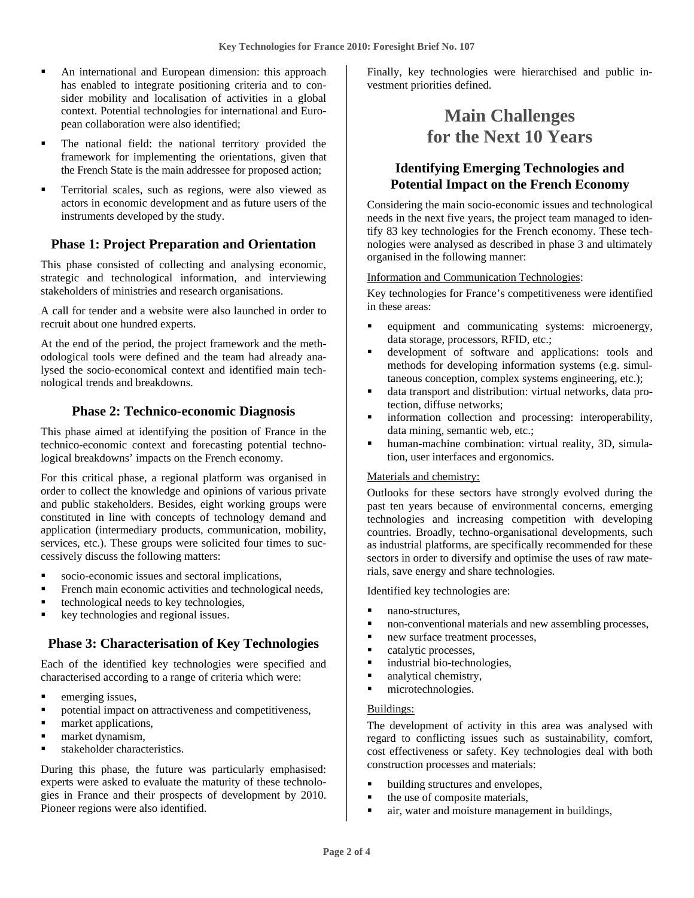- An international and European dimension: this approach has enabled to integrate positioning criteria and to consider mobility and localisation of activities in a global context. Potential technologies for international and European collaboration were also identified;
- The national field: the national territory provided the framework for implementing the orientations, given that the French State is the main addressee for proposed action;
- Territorial scales, such as regions, were also viewed as actors in economic development and as future users of the instruments developed by the study.

### Phase 1: Project Preparation and Orientation

This phase consisted of collecting and analysing economic, strategic and technological information, and interviewing stakeholders of ministries and research organisations.

A call for tender and a website were also launched in order to recruit about one hundred experts.

At the end of the period, the project framework and the methodological tools were defined and the team had already analysed the socio-economical context and identified main technological trends and breakdowns.

### Phase 2: Technico-economic Diagnosis

This phase aimed at identifying the position of France in the technico-economic context and forecasting potential technological breakdowns' impacts on the French economy.

For this critical phase, a regional platform was organised in order to collect the knowledge and opinions of various private and public stakeholders. Besides, eight working groups were constituted in line with concepts of technology demand and application (intermediary products, communication, mobility, services, etc.). These groups were solicited four times to successively discuss the following matters:

- socio-economic issues and sectoral implications,
- French main economic activities and technological needs,
- technological needs to key technologies,
- key technologies and regional issues.

### Phase 3: Characterisation of Key Technologies

Each of the identified key technologies were specified and characterised according to a range of criteria which were:

- emerging issues,
- potential impact on attractiveness and competitiveness,
- market applications,
- market dynamism,
- stakeholder characteristics.

During this phase, the future was particularly emphasised: experts were asked to evaluate the maturity of these technologies in France and their prospects of development by 2010. Pioneer regions were also identified.

Finally, key technologies were hierarchised and public investment priorities defined.

## Main Challenges for the Next 10 Years

### Identifying Emerging Technologies and Potential Impact on the French Economy

Considering the main socio-economic issues and technological needs in the next five years, the project team managed to identify 83 key technologies for the French economy. These technologies were analysed as described in phase 3 and ultimately organised in the following manner:

Information and Communication Technologies:

Key technologies for France's competitiveness were identified in these areas:

- equipment and communicating systems: microenergy, data storage, processors, RFID, etc.;
- development of software and applications: tools and methods for developing information systems (e.g. simultaneous conception, complex systems engineering, etc.);
- data transport and distribution: virtual networks, data protection, diffuse networks;
- information collection and processing: interoperability, data mining, semantic web, etc.;
- human-machine combination: virtual reality, 3D, simulation, user interfaces and ergonomics.

Materials and chemistry:

Outlooks for these sectors have strongly evolved during the past ten years because of environmental concerns, emerging technologies and increasing competition with developing countries. Broadly, techno-organisational developments, such as industrial platforms, are specifically recommended for these sectors in order to diversify and optimise the uses of raw materials, save energy and share technologies.

Identified key technologies are:

- nano-structures,
- non-conventional materials and new assembling processes,
- new surface treatment processes,
- catalytic processes,
- industrial bio-technologies,
- analytical chemistry,
- microtechnologies.

Buildings:

The development of activity in this area was analysed with regard to conflicting issues such as sustainability, comfort, cost effectiveness or safety. Key technologies deal with both construction processes and materials:

- building structures and envelopes,
- the use of composite materials,
- air, water and moisture management in buildings,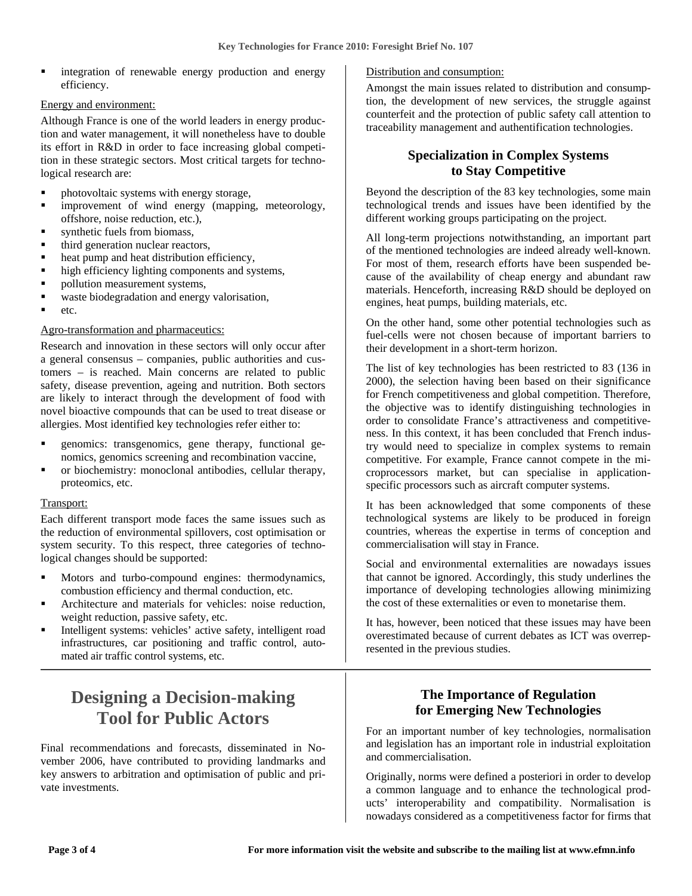- integration of renewable energy production and energy efficiency.

Energy and environment:

Although France is one of the world leaders in energy production and water management, it will nonetheless have to double its effort in R&D in order to face increasing global competition in these strategic sectors. Most critical targets for technological research are:

- photovoltaic systems with energy storage,
- improvement of wind energy (mapping, meteorology, offshore, noise reduction, etc.),
- synthetic fuels from biomass,
- third generation nuclear reactors,
- heat pump and heat distribution efficiency,
- high efficiency lighting components and systems,
- pollution measurement systems,
- waste biodegradation and energy valorisation,
- etc.

Agro-transformation and pharmaceutics:

Research and innovation in these sectors will only occur after a general consensus – companies, public authorities and customers – is reached. Main concerns are related to public safety, disease prevention, ageing and nutrition. Both sectors are likely to interact through the development of food with novel bioactive compounds that can be used to treat disease or allergies. Most identified key technologies refer either to:

- genomics: transgenomics, gene therapy, functional genomics, genomics screening and recombination vaccine,
- or biochemistry: monoclonal antibodies, cellular therapy, proteomics, etc.

Transport:

Each different transport mode faces the same issues such as the reduction of environmental spillovers, cost optimisation or system security. To this respect, three categories of technological changes should be supported:

- Motors and turbo-compound engines: thermodynamics, combustion efficiency and thermal conduction, etc.
- Architecture and materials for vehicles: noise reduction, weight reduction, passive safety, etc.
- Intelligent systems: vehicles' active safety, intelligent road infrastructures, car positioning and traffic control, automated air traffic control systems, etc.

Distribution and consumption:

Amongst the main issues related to distribution and consumption, the development of new services, the struggle against counterfeit and the protection of public safety call attention to traceability management and authentification technologies.

### Specialization in Complex Systems to Stay Competitive

Beyond the description of the 83 key technologies, some main technological trends and issues have been identified by the different working groups participating on the project.

All long-term projections notwithstanding, an important part of the mentioned technologies are indeed already well-known. For most of them, research efforts have been suspended because of the availability of cheap energy and abundant raw materials. Henceforth, increasing R&D should be deployed on engines, heat pumps, building materials, etc.

On the other hand, some other potential technologies such as fuel-cells were not chosen because of important barriers to their development in a short-term horizon.

The list of key technologies has been restricted to 83 (136 in 2000), the selection having been based on their significance for French competitiveness and global competition. Therefore, the objective was to identify distinguishing technologies in order to consolidate France's attractiveness and competitiveness. In this context, it has been concluded that French industry would need to specialize in complex systems to remain competitive. For example, France cannot compete in the microprocessors market, but can specialise in application-specific processors such as aircraft computer systems.

It has been acknowledged that some components of these technological systems are likely to be produced in foreign countries, whereas the expertise in terms of conception and commercialisation will stay in France.

Social and environmental externalities are nowadays issues that cannot be ignored. Accordingly, this study underlines the importance of developing technologies allowing minimizing the cost of these externalities or even to monetarise them.

It has, however, been noticed that these issues may have been overestimated because of current debates as ICT was overrepresented in the previous studies.

## Designing a Decision-making Tool for Public Actors

Final recommendations and forecasts, disseminated in November 2006, have contributed to providing landmarks and key answers to arbitration and optimisation of public and private investments.

### The Importance of Regulation for Emerging New Technologies

For an important number of key technologies, normalisation and legislation has an important role in industrial exploitation and commercialisation.

Originally, norms were defined a posteriori in order to develop a common language and to enhance the technological products' interoperability and compatibility. Normalisation is nowadays considered as a competitiveness factor for firms that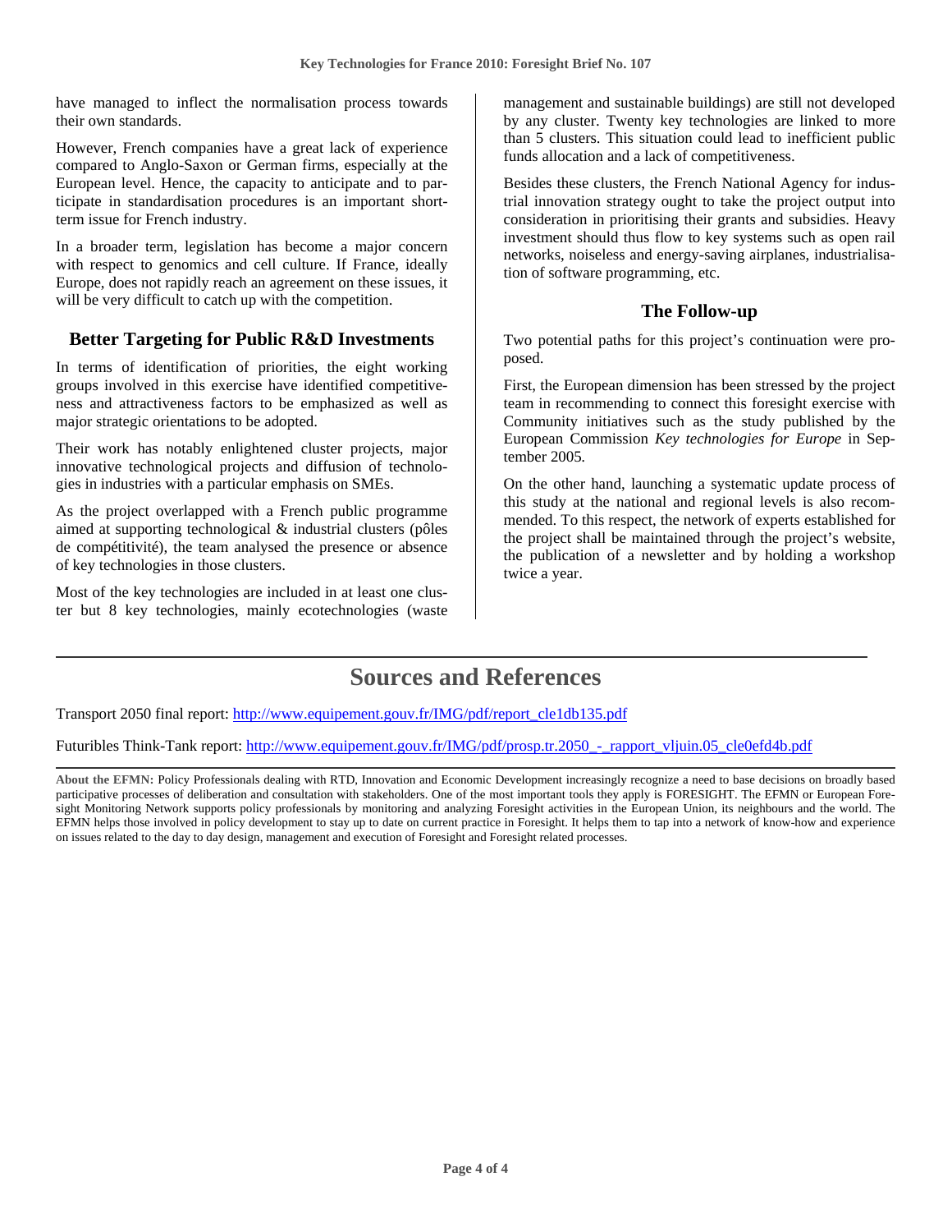have managed to inflect the normalisation process towards their own standards.

However, French companies have a great lack of experience compared to Anglo-Saxon or German firms, especially at the European level. Hence, the capacity to anticipate and to participate in standardisation procedures is an important short-term issue for French industry.

In a broader term, legislation has become a major concern with respect to genomics and cell culture. If France, ideally Europe, does not rapidly reach an agreement on these issues, it will be very difficult to catch up with the competition.

## Better Targeting for Public R&D Investments

In terms of identification of priorities, the eight working groups involved in this exercise have identified competitiveness and attractiveness factors to be emphasized as well as major strategic orientations to be adopted.

Their work has notably enlightened cluster projects, major innovative technological projects and diffusion of technologies in industries with a particular emphasis on SMEs.

As the project overlapped with a French public programme aimed at supporting technological & industrial clusters (pôles de compétitivité), the team analysed the presence or absence of key technologies in those clusters.

Most of the key technologies are included in at least one cluster but 8 key technologies, mainly ecotechnologies (waste management and sustainable buildings) are still not developed by any cluster. Twenty key technologies are linked to more than 5 clusters. This situation could lead to inefficient public funds allocation and a lack of competitiveness.

Besides these clusters, the French National Agency for industrial innovation strategy ought to take the project output into consideration in prioritising their grants and subsidies. Heavy investment should thus flow to key systems such as open rail networks, noiseless and energy-saving airplanes, industrialisation of software programming, etc.

## The Follow-up

Two potential paths for this project's continuation were proposed.

First, the European dimension has been stressed by the project team in recommending to connect this foresight exercise with Community initiatives such as the study published by the European Commission *Key technologies for Europe* in September 2005.

On the other hand, launching a systematic update process of this study at the national and regional levels is also recommended. To this respect, the network of experts established for the project shall be maintained through the project's website, the publication of a newsletter and by holding a workshop twice a year.

# Sources and References

Transport 2050 final report: http://www.equipement.gouv.fr/IMG/pdf/report_cle1db135.pdf

Futuribles Think-Tank report: http://www.equipement.gouv.fr/IMG/pdf/prosp.tr.2050_-_rapport_vljuin.05_cle0efd4b.pdf

**About the EFMN:** Policy Professionals dealing with RTD, Innovation and Economic Development increasingly recognize a need to base decisions on broadly based participative processes of deliberation and consultation with stakeholders. One of the most important tools they apply is FORESIGHT. The EFMN or European Foresight Monitoring Network supports policy professionals by monitoring and analyzing Foresight activities in the European Union, its neighbours and the world. The EFMN helps those involved in policy development to stay up to date on current practice in Foresight. It helps them to tap into a network of know-how and experience on issues related to the day to day design, management and execution of Foresight and Foresight related processes.